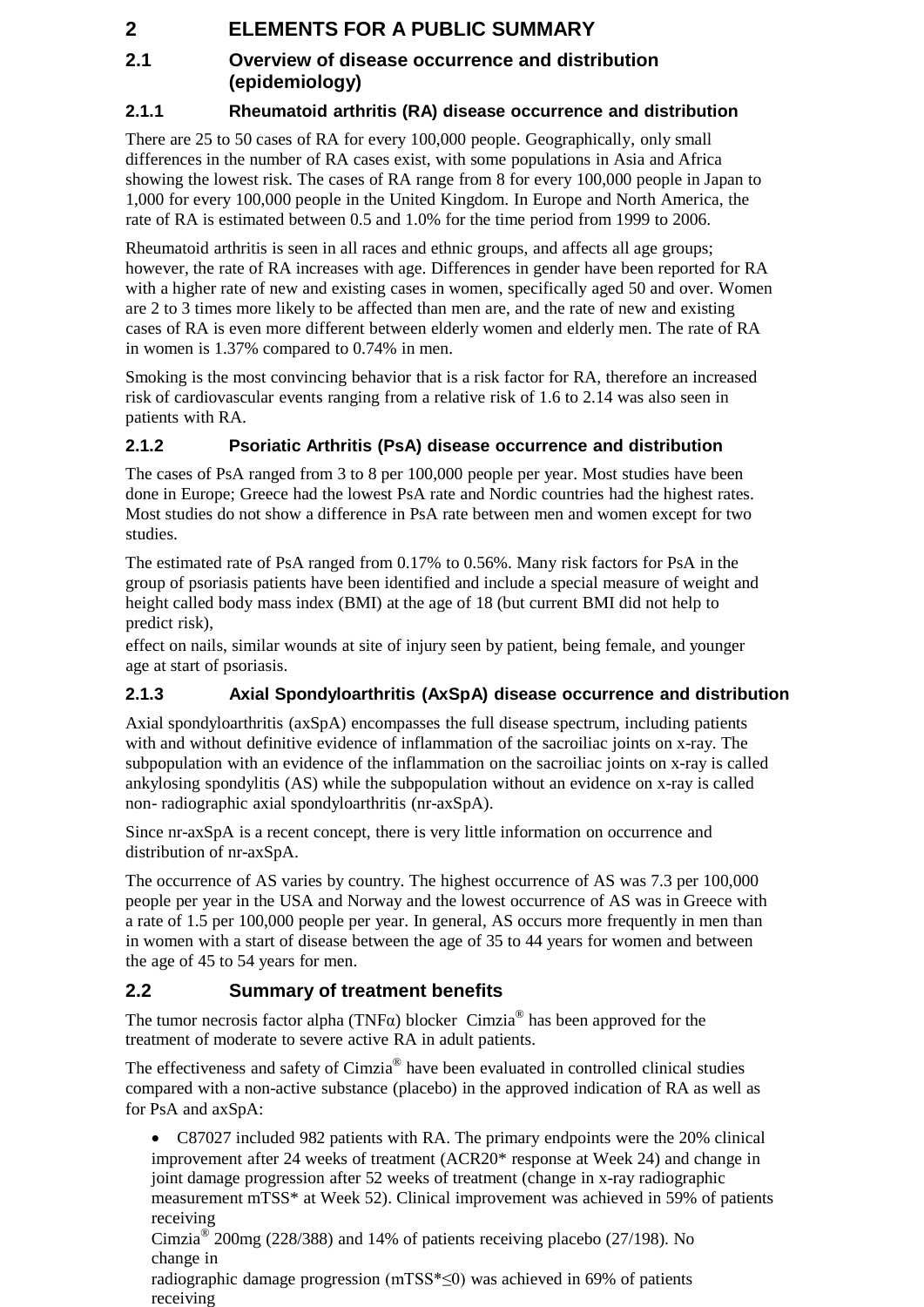# 2 ELEMENTS FOR A PUBLIC SUMMARY

## 2.1 Overview of disease occurrence and distribution (epidemiology)

### 2.1.1 Rheumatoid arthritis (RA) disease occurrence and distribution

There are 25 to 50 cases of RA for every 100,000 people. Geographically, only small differences in the number of RA cases exist, with some populations in Asia and Africa showing the lowest risk. The cases of RA range from 8 for every 100,000 people in Japan to 1,000 for every 100,000 people in the United Kingdom. In Europe and North America, the rate of RA is estimated between 0.5 and 1.0% for the time period from 1999 to 2006.

Rheumatoid arthritis is seen in all races and ethnic groups, and affects all age groups; however, the rate of RA increases with age. Differences in gender have been reported for RA with a higher rate of new and existing cases in women, specifically aged 50 and over. Women are 2 to 3 times more likely to be affected than men are, and the rate of new and existing cases of RA is even more different between elderly women and elderly men. The rate of RA in women is 1.37% compared to 0.74% in men.

Smoking is the most convincing behavior that is a risk factor for RA, therefore an increased risk of cardiovascular events ranging from a relative risk of 1.6 to 2.14 was also seen in patients with RA.

### 2.1.2 Psoriatic Arthritis (PsA) disease occurrence and distribution

The cases of PsA ranged from 3 to 8 per 100,000 people per year. Most studies have been done in Europe; Greece had the lowest PsA rate and Nordic countries had the highest rates. Most studies do not show a difference in PsA rate between men and women except for two studies.

The estimated rate of PsA ranged from 0.17% to 0.56%. Many risk factors for PsA in the group of psoriasis patients have been identified and include a special measure of weight and height called body mass index (BMI) at the age of 18 (but current BMI did not help to predict risk),
effect on nails, similar wounds at site of injury seen by patient, being female, and younger age at start of psoriasis.

### 2.1.3 Axial Spondyloarthritis (AxSpA) disease occurrence and distribution

Axial spondyloarthritis (axSpA) encompasses the full disease spectrum, including patients with and without definitive evidence of inflammation of the sacroiliac joints on x-ray. The subpopulation with an evidence of the inflammation on the sacroiliac joints on x-ray is called ankylosing spondylitis (AS) while the subpopulation without an evidence on x-ray is called non- radiographic axial spondyloarthritis (nr-axSpA).

Since nr-axSpA is a recent concept, there is very little information on occurrence and distribution of nr-axSpA.

The occurrence of AS varies by country. The highest occurrence of AS was 7.3 per 100,000 people per year in the USA and Norway and the lowest occurrence of AS was in Greece with a rate of 1.5 per 100,000 people per year. In general, AS occurs more frequently in men than in women with a start of disease between the age of 35 to 44 years for women and between the age of 45 to 54 years for men.

## 2.2 Summary of treatment benefits

The tumor necrosis factor alpha (TNFα) blocker Cimzia® has been approved for the treatment of moderate to severe active RA in adult patients.

The effectiveness and safety of Cimzia® have been evaluated in controlled clinical studies compared with a non-active substance (placebo) in the approved indication of RA as well as for PsA and axSpA:

- C87027 included 982 patients with RA. The primary endpoints were the 20% clinical improvement after 24 weeks of treatment (ACR20* response at Week 24) and change in joint damage progression after 52 weeks of treatment (change in x-ray radiographic measurement mTSS* at Week 52). Clinical improvement was achieved in 59% of patients receiving Cimzia® 200mg (228/388) and 14% of patients receiving placebo (27/198). No change in radiographic damage progression (mTSS*≤0) was achieved in 69% of patients receiving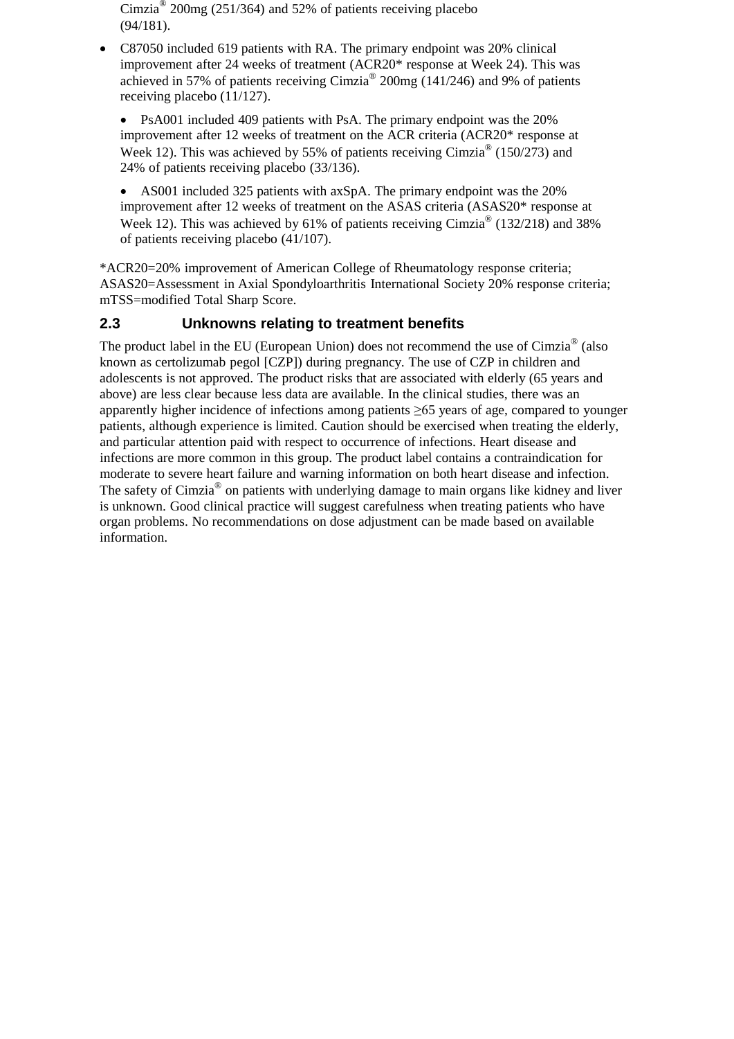Cimzia® 200mg (251/364) and 52% of patients receiving placebo (94/181).

- C87050 included 619 patients with RA. The primary endpoint was 20% clinical improvement after 24 weeks of treatment (ACR20* response at Week 24). This was achieved in 57% of patients receiving Cimzia® 200mg (141/246) and 9% of patients receiving placebo (11/127).
- PsA001 included 409 patients with PsA. The primary endpoint was the 20% improvement after 12 weeks of treatment on the ACR criteria (ACR20* response at Week 12). This was achieved by 55% of patients receiving Cimzia® (150/273) and 24% of patients receiving placebo (33/136).
- AS001 included 325 patients with axSpA. The primary endpoint was the 20% improvement after 12 weeks of treatment on the ASAS criteria (ASAS20* response at Week 12). This was achieved by 61% of patients receiving Cimzia® (132/218) and 38% of patients receiving placebo (41/107).

*ACR20=20% improvement of American College of Rheumatology response criteria; ASAS20=Assessment in Axial Spondyloarthritis International Society 20% response criteria; mTSS=modified Total Sharp Score.

## 2.3 Unknowns relating to treatment benefits

The product label in the EU (European Union) does not recommend the use of Cimzia® (also known as certolizumab pegol [CZP]) during pregnancy. The use of CZP in children and adolescents is not approved. The product risks that are associated with elderly (65 years and above) are less clear because less data are available. In the clinical studies, there was an apparently higher incidence of infections among patients ≥65 years of age, compared to younger patients, although experience is limited. Caution should be exercised when treating the elderly, and particular attention paid with respect to occurrence of infections. Heart disease and infections are more common in this group. The product label contains a contraindication for moderate to severe heart failure and warning information on both heart disease and infection. The safety of Cimzia® on patients with underlying damage to main organs like kidney and liver is unknown. Good clinical practice will suggest carefulness when treating patients who have organ problems. No recommendations on dose adjustment can be made based on available information.